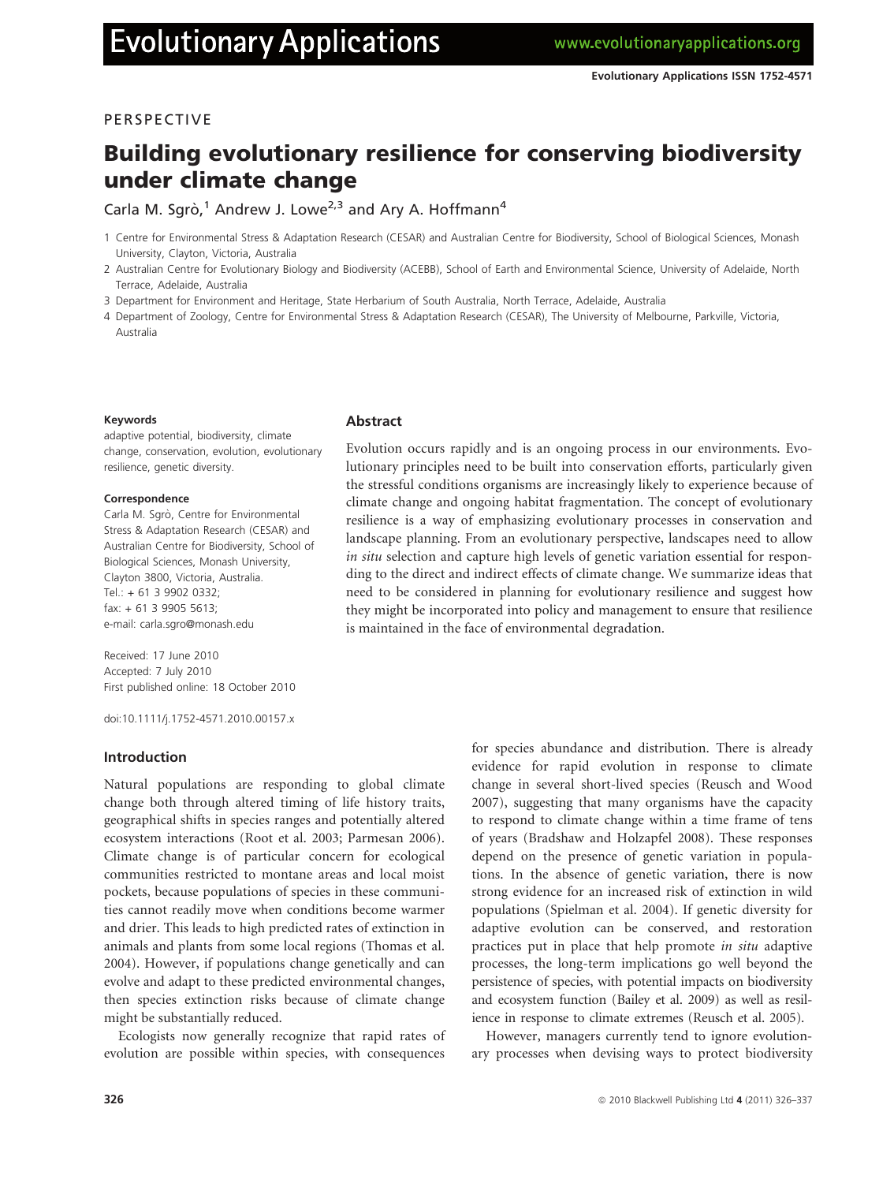PERSPECTIVE

# Building evolutionary resilience for conserving biodiversity under climate change

Carla M. Sgrò,[1] Andrew J. Lowe[2,3] and Ary A. Hoffmann[4]

1 Centre for Environmental Stress & Adaptation Research (CESAR) and Australian Centre for Biodiversity, School of Biological Sciences, Monash University, Clayton, Victoria, Australia

2 Australian Centre for Evolutionary Biology and Biodiversity (ACEBB), School of Earth and Environmental Science, University of Adelaide, North Terrace, Adelaide, Australia

3 Department for Environment and Heritage, State Herbarium of South Australia, North Terrace, Adelaide, Australia

4 Department of Zoology, Centre for Environmental Stress & Adaptation Research (CESAR), The University of Melbourne, Parkville, Victoria, Australia

**Keywords**

adaptive potential, biodiversity, climate change, conservation, evolution, evolutionary resilience, genetic diversity.

**Correspondence**

Carla M. Sgrò, Centre for Environmental Stress & Adaptation Research (CESAR) and Australian Centre for Biodiversity, School of Biological Sciences, Monash University, Clayton 3800, Victoria, Australia.
Tel.: + 61 3 9902 0332;
fax: + 61 3 9905 5613;
e-mail: carla.sgro@monash.edu

Received: 17 June 2010
Accepted: 7 July 2010
First published online: 18 October 2010

doi:10.1111/j.1752-4571.2010.00157.x

## Abstract

Evolution occurs rapidly and is an ongoing process in our environments. Evolutionary principles need to be built into conservation efforts, particularly given the stressful conditions organisms are increasingly likely to experience because of climate change and ongoing habitat fragmentation. The concept of evolutionary resilience is a way of emphasizing evolutionary processes in conservation and landscape planning. From an evolutionary perspective, landscapes need to allow *in situ* selection and capture high levels of genetic variation essential for responding to the direct and indirect effects of climate change. We summarize ideas that need to be considered in planning for evolutionary resilience and suggest how they might be incorporated into policy and management to ensure that resilience is maintained in the face of environmental degradation.

## Introduction

Natural populations are responding to global climate change both through altered timing of life history traits, geographical shifts in species ranges and potentially altered ecosystem interactions (Root et al. 2003; Parmesan 2006). Climate change is of particular concern for ecological communities restricted to montane areas and local moist pockets, because populations of species in these communities cannot readily move when conditions become warmer and drier. This leads to high predicted rates of extinction in animals and plants from some local regions (Thomas et al. 2004). However, if populations change genetically and can evolve and adapt to these predicted environmental changes, then species extinction risks because of climate change might be substantially reduced.

Ecologists now generally recognize that rapid rates of evolution are possible within species, with consequences for species abundance and distribution. There is already evidence for rapid evolution in response to climate change in several short-lived species (Reusch and Wood 2007), suggesting that many organisms have the capacity to respond to climate change within a time frame of tens of years (Bradshaw and Holzapfel 2008). These responses depend on the presence of genetic variation in populations. In the absence of genetic variation, there is now strong evidence for an increased risk of extinction in wild populations (Spielman et al. 2004). If genetic diversity for adaptive evolution can be conserved, and restoration practices put in place that help promote *in situ* adaptive processes, the long-term implications go well beyond the persistence of species, with potential impacts on biodiversity and ecosystem function (Bailey et al. 2009) as well as resilience in response to climate extremes (Reusch et al. 2005).

However, managers currently tend to ignore evolutionary processes when devising ways to protect biodiversity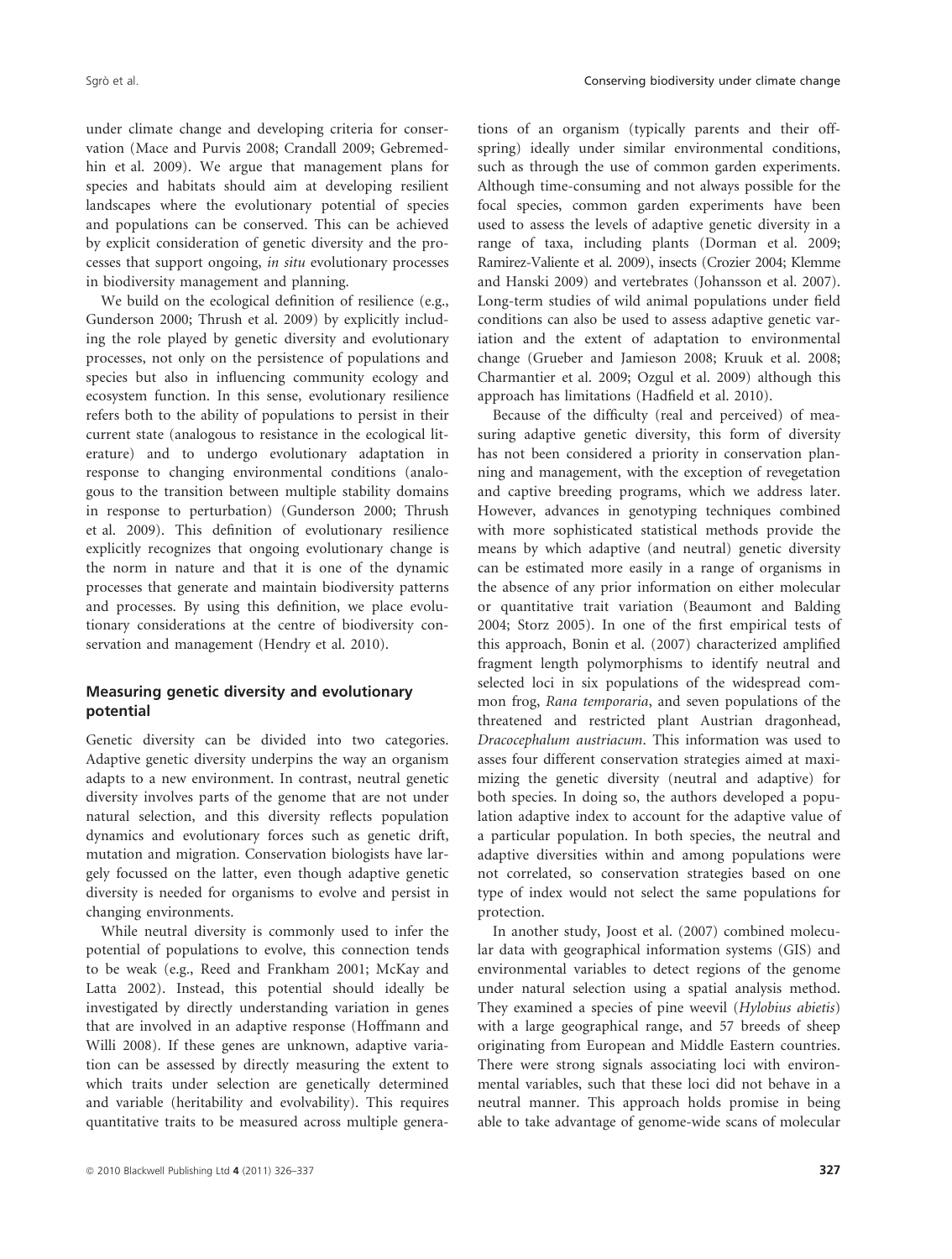under climate change and developing criteria for conservation (Mace and Purvis 2008; Crandall 2009; Gebremedhin et al. 2009). We argue that management plans for species and habitats should aim at developing resilient landscapes where the evolutionary potential of species and populations can be conserved. This can be achieved by explicit consideration of genetic diversity and the processes that support ongoing, *in situ* evolutionary processes in biodiversity management and planning.

We build on the ecological definition of resilience (e.g., Gunderson 2000; Thrush et al. 2009) by explicitly including the role played by genetic diversity and evolutionary processes, not only on the persistence of populations and species but also in influencing community ecology and ecosystem function. In this sense, evolutionary resilience refers both to the ability of populations to persist in their current state (analogous to resistance in the ecological literature) and to undergo evolutionary adaptation in response to changing environmental conditions (analogous to the transition between multiple stability domains in response to perturbation) (Gunderson 2000; Thrush et al. 2009). This definition of evolutionary resilience explicitly recognizes that ongoing evolutionary change is the norm in nature and that it is one of the dynamic processes that generate and maintain biodiversity patterns and processes. By using this definition, we place evolutionary considerations at the centre of biodiversity conservation and management (Hendry et al. 2010).

## Measuring genetic diversity and evolutionary potential

Genetic diversity can be divided into two categories. Adaptive genetic diversity underpins the way an organism adapts to a new environment. In contrast, neutral genetic diversity involves parts of the genome that are not under natural selection, and this diversity reflects population dynamics and evolutionary forces such as genetic drift, mutation and migration. Conservation biologists have largely focussed on the latter, even though adaptive genetic diversity is needed for organisms to evolve and persist in changing environments.

While neutral diversity is commonly used to infer the potential of populations to evolve, this connection tends to be weak (e.g., Reed and Frankham 2001; McKay and Latta 2002). Instead, this potential should ideally be investigated by directly understanding variation in genes that are involved in an adaptive response (Hoffmann and Willi 2008). If these genes are unknown, adaptive variation can be assessed by directly measuring the extent to which traits under selection are genetically determined and variable (heritability and evolvability). This requires quantitative traits to be measured across multiple generations of an organism (typically parents and their offspring) ideally under similar environmental conditions, such as through the use of common garden experiments. Although time-consuming and not always possible for the focal species, common garden experiments have been used to assess the levels of adaptive genetic diversity in a range of taxa, including plants (Dorman et al. 2009; Ramirez-Valiente et al. 2009), insects (Crozier 2004; Klemme and Hanski 2009) and vertebrates (Johansson et al. 2007). Long-term studies of wild animal populations under field conditions can also be used to assess adaptive genetic variation and the extent of adaptation to environmental change (Grueber and Jamieson 2008; Kruuk et al. 2008; Charmantier et al. 2009; Ozgul et al. 2009) although this approach has limitations (Hadfield et al. 2010).

Because of the difficulty (real and perceived) of measuring adaptive genetic diversity, this form of diversity has not been considered a priority in conservation planning and management, with the exception of revegetation and captive breeding programs, which we address later. However, advances in genotyping techniques combined with more sophisticated statistical methods provide the means by which adaptive (and neutral) genetic diversity can be estimated more easily in a range of organisms in the absence of any prior information on either molecular or quantitative trait variation (Beaumont and Balding 2004; Storz 2005). In one of the first empirical tests of this approach, Bonin et al. (2007) characterized amplified fragment length polymorphisms to identify neutral and selected loci in six populations of the widespread common frog, *Rana temporaria*, and seven populations of the threatened and restricted plant Austrian dragonhead, *Dracocephalum austriacum*. This information was used to asses four different conservation strategies aimed at maximizing the genetic diversity (neutral and adaptive) for both species. In doing so, the authors developed a population adaptive index to account for the adaptive value of a particular population. In both species, the neutral and adaptive diversities within and among populations were not correlated, so conservation strategies based on one type of index would not select the same populations for protection.

In another study, Joost et al. (2007) combined molecular data with geographical information systems (GIS) and environmental variables to detect regions of the genome under natural selection using a spatial analysis method. They examined a species of pine weevil (*Hylobius abietis*) with a large geographical range, and 57 breeds of sheep originating from European and Middle Eastern countries. There were strong signals associating loci with environmental variables, such that these loci did not behave in a neutral manner. This approach holds promise in being able to take advantage of genome-wide scans of molecular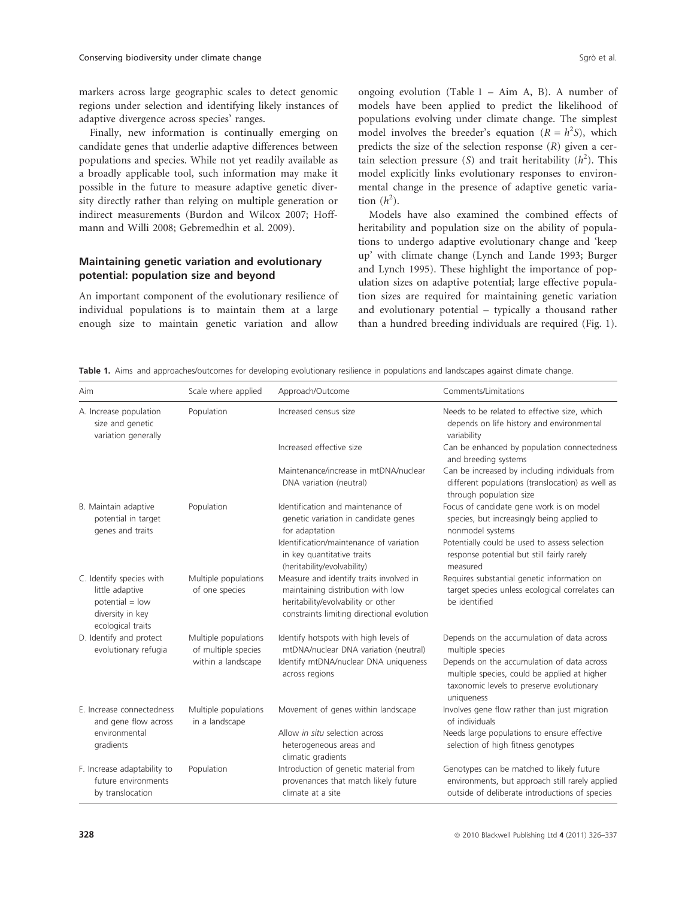markers across large geographic scales to detect genomic regions under selection and identifying likely instances of adaptive divergence across species' ranges.

Finally, new information is continually emerging on candidate genes that underlie adaptive differences between populations and species. While not yet readily available as a broadly applicable tool, such information may make it possible in the future to measure adaptive genetic diversity directly rather than relying on multiple generation or indirect measurements (Burdon and Wilcox 2007; Hoffmann and Willi 2008; Gebremedhin et al. 2009).

## Maintaining genetic variation and evolutionary potential: population size and beyond

An important component of the evolutionary resilience of individual populations is to maintain them at a large enough size to maintain genetic variation and allow ongoing evolution (Table 1 – Aim A, B). A number of models have been applied to predict the likelihood of populations evolving under climate change. The simplest model involves the breeder's equation ($R = h^2S$), which predicts the size of the selection response ($R$) given a certain selection pressure ($S$) and trait heritability ($h^2$). This model explicitly links evolutionary responses to environmental change in the presence of adaptive genetic variation ($h^2$).

Models have also examined the combined effects of heritability and population size on the ability of populations to undergo adaptive evolutionary change and 'keep up' with climate change (Lynch and Lande 1993; Burger and Lynch 1995). These highlight the importance of population sizes on adaptive potential; large effective population sizes are required for maintaining genetic variation and evolutionary potential – typically a thousand rather than a hundred breeding individuals are required (Fig. 1).

**Table 1.** Aims and approaches/outcomes for developing evolutionary resilience in populations and landscapes against climate change.

| Aim | Scale where applied | Approach/Outcome | Comments/Limitations |
|---|---|---|---|
| A. Increase population size and genetic variation generally | Population | Increased census size | Needs to be related to effective size, which depends on life history and environmental variability |
| | | Increased effective size | Can be enhanced by population connectedness and breeding systems |
| | | Maintenance/increase in mtDNA/nuclear DNA variation (neutral) | Can be increased by including individuals from different populations (translocation) as well as through population size |
| B. Maintain adaptive potential in target genes and traits | Population | Identification and maintenance of genetic variation in candidate genes for adaptation | Focus of candidate gene work is on model species, but increasingly being applied to nonmodel systems |
| | | Identification/maintenance of variation in key quantitative traits (heritability/evolvability) | Potentially could be used to assess selection response potential but still fairly rarely measured |
| C. Identify species with little adaptive potential = low diversity in key ecological traits | Multiple populations of one species | Measure and identify traits involved in maintaining distribution with low heritability/evolvability or other constraints limiting directional evolution | Requires substantial genetic information on target species unless ecological correlates can be identified |
| D. Identify and protect evolutionary refugia | Multiple populations of multiple species within a landscape | Identify hotspots with high levels of mtDNA/nuclear DNA variation (neutral) | Depends on the accumulation of data across multiple species |
| | | Identify mtDNA/nuclear DNA uniqueness across regions | Depends on the accumulation of data across multiple species, could be applied at higher taxonomic levels to preserve evolutionary uniqueness |
| E. Increase connectedness and gene flow across environmental gradients | Multiple populations in a landscape | Movement of genes within landscape | Involves gene flow rather than just migration of individuals |
| | | Allow *in situ* selection across heterogeneous areas and climatic gradients | Needs large populations to ensure effective selection of high fitness genotypes |
| F. Increase adaptability to future environments by translocation | Population | Introduction of genetic material from provenances that match likely future climate at a site | Genotypes can be matched to likely future environments, but approach still rarely applied outside of deliberate introductions of species |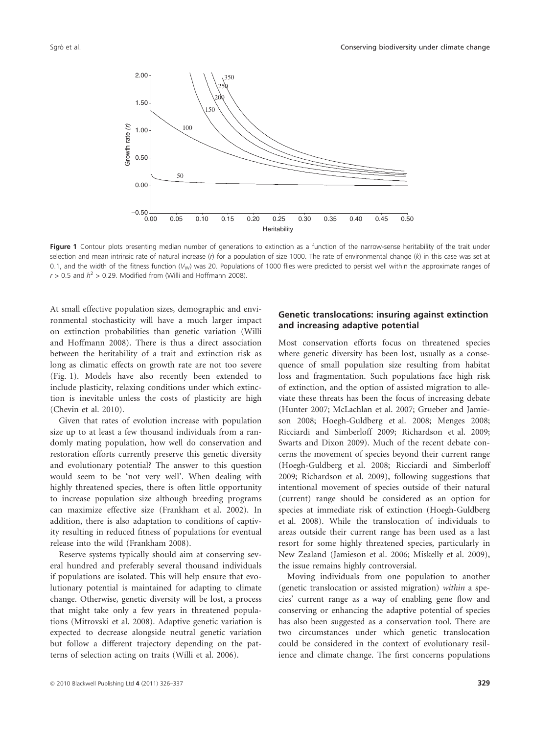**Figure 1** Contour plots presenting median number of generations to extinction as a function of the narrow-sense heritability of the trait under selection and mean intrinsic rate of natural increase ($r$) for a population of size 1000. The rate of environmental change ($k$) in this case was set at 0.1, and the width of the fitness function ($V_W$) was 20. Populations of 1000 flies were predicted to persist well within the approximate ranges of $r > 0.5$ and $h^2 > 0.29$. Modified from (Willi and Hoffmann 2008).

At small effective population sizes, demographic and environmental stochasticity will have a much larger impact on extinction probabilities than genetic variation (Willi and Hoffmann 2008). There is thus a direct association between the heritability of a trait and extinction risk as long as climatic effects on growth rate are not too severe (Fig. 1). Models have also recently been extended to include plasticity, relaxing conditions under which extinction is inevitable unless the costs of plasticity are high (Chevin et al. 2010).

Given that rates of evolution increase with population size up to at least a few thousand individuals from a randomly mating population, how well do conservation and restoration efforts currently preserve this genetic diversity and evolutionary potential? The answer to this question would seem to be 'not very well'. When dealing with highly threatened species, there is often little opportunity to increase population size although breeding programs can maximize effective size (Frankham et al. 2002). In addition, there is also adaptation to conditions of captivity resulting in reduced fitness of populations for eventual release into the wild (Frankham 2008).

Reserve systems typically should aim at conserving several hundred and preferably several thousand individuals if populations are isolated. This will help ensure that evolutionary potential is maintained for adapting to climate change. Otherwise, genetic diversity will be lost, a process that might take only a few years in threatened populations (Mitrovski et al. 2008). Adaptive genetic variation is expected to decrease alongside neutral genetic variation but follow a different trajectory depending on the patterns of selection acting on traits (Willi et al. 2006).

## Genetic translocations: insuring against extinction and increasing adaptive potential

Most conservation efforts focus on threatened species where genetic diversity has been lost, usually as a consequence of small population size resulting from habitat loss and fragmentation. Such populations face high risk of extinction, and the option of assisted migration to alleviate these threats has been the focus of increasing debate (Hunter 2007; McLachlan et al. 2007; Grueber and Jamieson 2008; Hoegh-Guldberg et al. 2008; Menges 2008; Ricciardi and Simberloff 2009; Richardson et al. 2009; Swarts and Dixon 2009). Much of the recent debate concerns the movement of species beyond their current range (Hoegh-Guldberg et al. 2008; Ricciardi and Simberloff 2009; Richardson et al. 2009), following suggestions that intentional movement of species outside of their natural (current) range should be considered as an option for species at immediate risk of extinction (Hoegh-Guldberg et al. 2008). While the translocation of individuals to areas outside their current range has been used as a last resort for some highly threatened species, particularly in New Zealand (Jamieson et al. 2006; Miskelly et al. 2009), the issue remains highly controversial.

Moving individuals from one population to another (genetic translocation or assisted migration) *within* a species' current range as a way of enabling gene flow and conserving or enhancing the adaptive potential of species has also been suggested as a conservation tool. There are two circumstances under which genetic translocation could be considered in the context of evolutionary resilience and climate change. The first concerns populations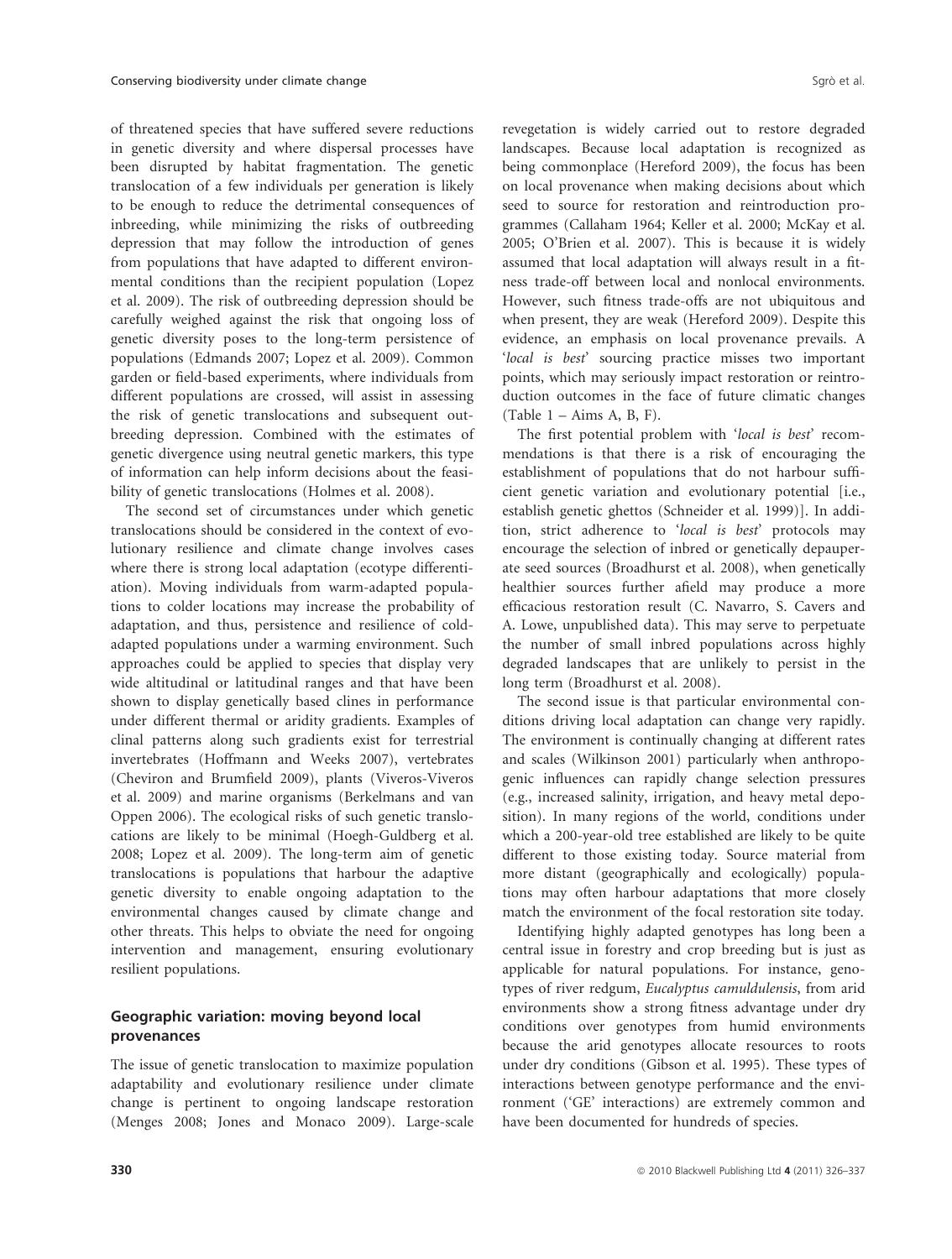of threatened species that have suffered severe reductions in genetic diversity and where dispersal processes have been disrupted by habitat fragmentation. The genetic translocation of a few individuals per generation is likely to be enough to reduce the detrimental consequences of inbreeding, while minimizing the risks of outbreeding depression that may follow the introduction of genes from populations that have adapted to different environmental conditions than the recipient population (Lopez et al. 2009). The risk of outbreeding depression should be carefully weighed against the risk that ongoing loss of genetic diversity poses to the long-term persistence of populations (Edmands 2007; Lopez et al. 2009). Common garden or field-based experiments, where individuals from different populations are crossed, will assist in assessing the risk of genetic translocations and subsequent outbreeding depression. Combined with the estimates of genetic divergence using neutral genetic markers, this type of information can help inform decisions about the feasibility of genetic translocations (Holmes et al. 2008).

The second set of circumstances under which genetic translocations should be considered in the context of evolutionary resilience and climate change involves cases where there is strong local adaptation (ecotype differentiation). Moving individuals from warm-adapted populations to colder locations may increase the probability of adaptation, and thus, persistence and resilience of cold-adapted populations under a warming environment. Such approaches could be applied to species that display very wide altitudinal or latitudinal ranges and that have been shown to display genetically based clines in performance under different thermal or aridity gradients. Examples of clinal patterns along such gradients exist for terrestrial invertebrates (Hoffmann and Weeks 2007), vertebrates (Cheviron and Brumfield 2009), plants (Viveros-Viveros et al. 2009) and marine organisms (Berkelmans and van Oppen 2006). The ecological risks of such genetic translocations are likely to be minimal (Hoegh-Guldberg et al. 2008; Lopez et al. 2009). The long-term aim of genetic translocations is populations that harbour the adaptive genetic diversity to enable ongoing adaptation to the environmental changes caused by climate change and other threats. This helps to obviate the need for ongoing intervention and management, ensuring evolutionary resilient populations.

## Geographic variation: moving beyond local provenances

The issue of genetic translocation to maximize population adaptability and evolutionary resilience under climate change is pertinent to ongoing landscape restoration (Menges 2008; Jones and Monaco 2009). Large-scale revegetation is widely carried out to restore degraded landscapes. Because local adaptation is recognized as being commonplace (Hereford 2009), the focus has been on local provenance when making decisions about which seed to source for restoration and reintroduction programmes (Callaham 1964; Keller et al. 2000; McKay et al. 2005; O'Brien et al. 2007). This is because it is widely assumed that local adaptation will always result in a fitness trade-off between local and nonlocal environments. However, such fitness trade-offs are not ubiquitous and when present, they are weak (Hereford 2009). Despite this evidence, an emphasis on local provenance prevails. A '*local is best*' sourcing practice misses two important points, which may seriously impact restoration or reintroduction outcomes in the face of future climatic changes (Table 1 – Aims A, B, F).

The first potential problem with '*local is best*' recommendations is that there is a risk of encouraging the establishment of populations that do not harbour sufficient genetic variation and evolutionary potential [i.e., establish genetic ghettos (Schneider et al. 1999)]. In addition, strict adherence to '*local is best*' protocols may encourage the selection of inbred or genetically depauperate seed sources (Broadhurst et al. 2008), when genetically healthier sources further afield may produce a more efficacious restoration result (C. Navarro, S. Cavers and A. Lowe, unpublished data). This may serve to perpetuate the number of small inbred populations across highly degraded landscapes that are unlikely to persist in the long term (Broadhurst et al. 2008).

The second issue is that particular environmental conditions driving local adaptation can change very rapidly. The environment is continually changing at different rates and scales (Wilkinson 2001) particularly when anthropogenic influences can rapidly change selection pressures (e.g., increased salinity, irrigation, and heavy metal deposition). In many regions of the world, conditions under which a 200-year-old tree established are likely to be quite different to those existing today. Source material from more distant (geographically and ecologically) populations may often harbour adaptations that more closely match the environment of the focal restoration site today.

Identifying highly adapted genotypes has long been a central issue in forestry and crop breeding but is just as applicable for natural populations. For instance, genotypes of river redgum, *Eucalyptus camuldulensis*, from arid environments show a strong fitness advantage under dry conditions over genotypes from humid environments because the arid genotypes allocate resources to roots under dry conditions (Gibson et al. 1995). These types of interactions between genotype performance and the environment ('GE' interactions) are extremely common and have been documented for hundreds of species.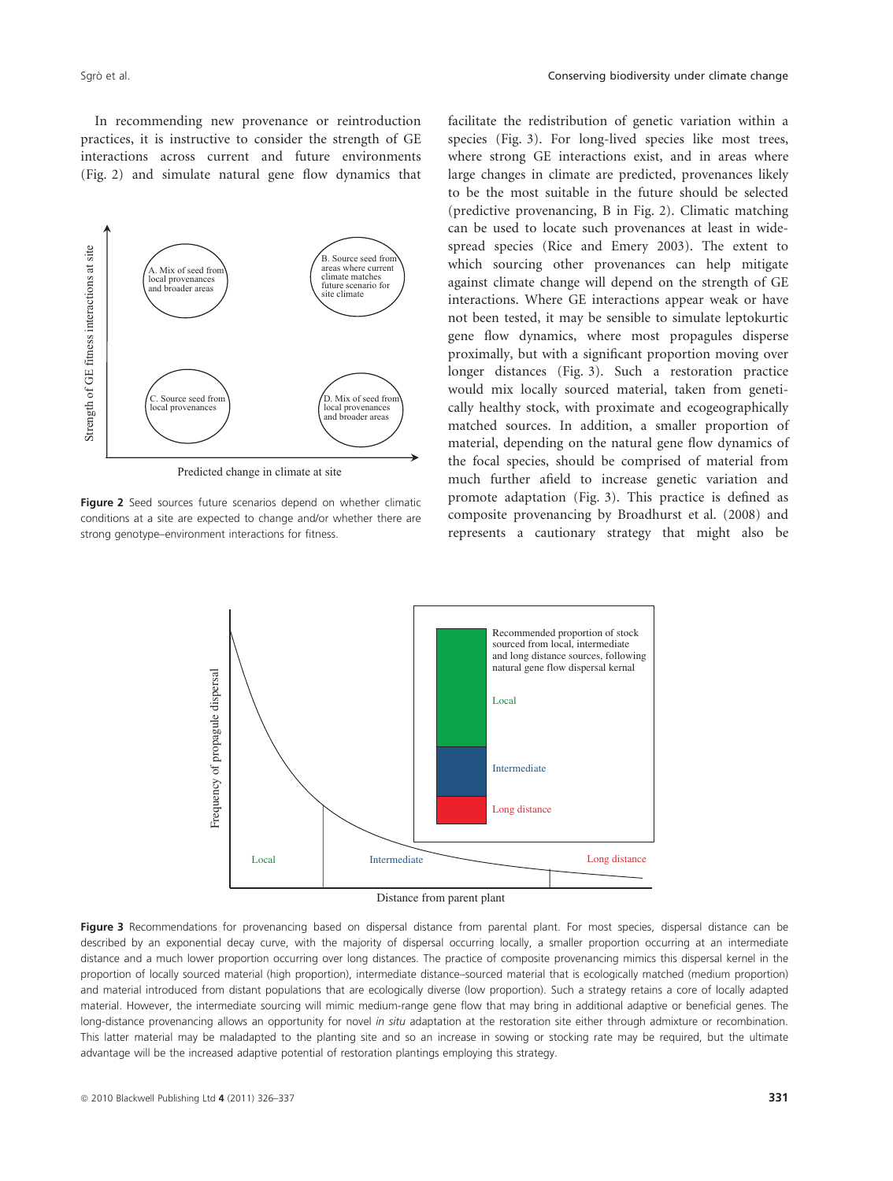In recommending new provenance or reintroduction practices, it is instructive to consider the strength of GE interactions across current and future environments (Fig. 2) and simulate natural gene flow dynamics that facilitate the redistribution of genetic variation within a species (Fig. 3). For long-lived species like most trees, where strong GE interactions exist, and in areas where large changes in climate are predicted, provenances likely to be the most suitable in the future should be selected (predictive provenancing, B in Fig. 2). Climatic matching can be used to locate such provenances at least in widespread species (Rice and Emery 2003). The extent to which sourcing other provenances can help mitigate against climate change will depend on the strength of GE interactions. Where GE interactions appear weak or have not been tested, it may be sensible to simulate leptokurtic gene flow dynamics, where most propagules disperse proximally, but with a significant proportion moving over longer distances (Fig. 3). Such a restoration practice would mix locally sourced material, taken from genetically healthy stock, with proximate and ecogeographically matched sources. In addition, a smaller proportion of material, depending on the natural gene flow dynamics of the focal species, should be comprised of material from much further afield to increase genetic variation and promote adaptation (Fig. 3). This practice is defined as composite provenancing by Broadhurst et al. (2008) and represents a cautionary strategy that might also be

**Figure 2** Seed sources future scenarios depend on whether climatic conditions at a site are expected to change and/or whether there are strong genotype–environment interactions for fitness.

**Figure 3** Recommendations for provenancing based on dispersal distance from parental plant. For most species, dispersal distance can be described by an exponential decay curve, with the majority of dispersal occurring locally, a smaller proportion occurring at an intermediate distance and a much lower proportion occurring over long distances. The practice of composite provenancing mimics this dispersal kernel in the proportion of locally sourced material (high proportion), intermediate distance–sourced material that is ecologically matched (medium proportion) and material introduced from distant populations that are ecologically diverse (low proportion). Such a strategy retains a core of locally adapted material. However, the intermediate sourcing will mimic medium-range gene flow that may bring in additional adaptive or beneficial genes. The long-distance provenancing allows an opportunity for novel *in situ* adaptation at the restoration site either through admixture or recombination. This latter material may be maladapted to the planting site and so an increase in sowing or stocking rate may be required, but the ultimate advantage will be the increased adaptive potential of restoration plantings employing this strategy.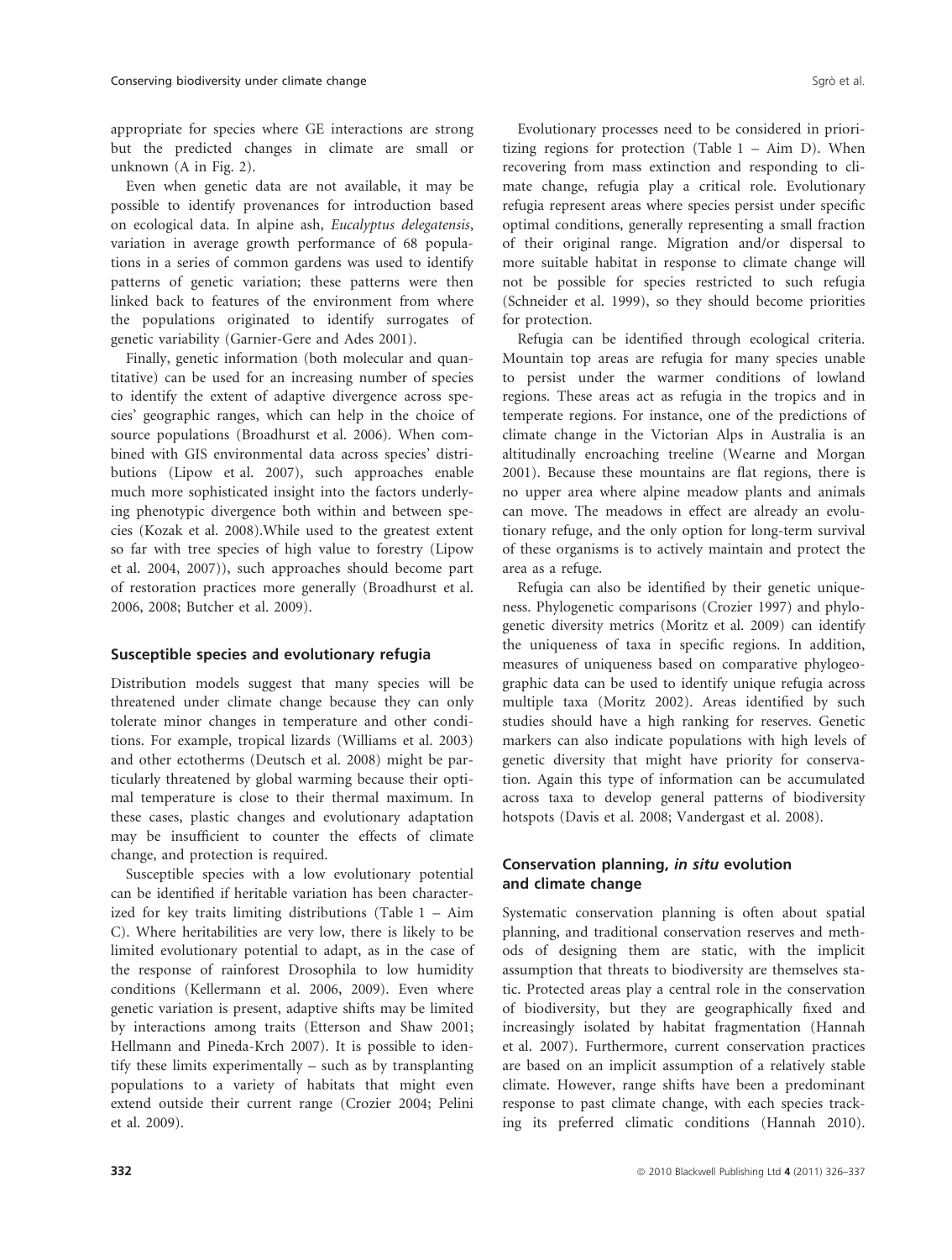appropriate for species where GE interactions are strong but the predicted changes in climate are small or unknown (A in Fig. 2).

Even when genetic data are not available, it may be possible to identify provenances for introduction based on ecological data. In alpine ash, *Eucalyptus delegatensis*, variation in average growth performance of 68 populations in a series of common gardens was used to identify patterns of genetic variation; these patterns were then linked back to features of the environment from where the populations originated to identify surrogates of genetic variability (Garnier-Gere and Ades 2001).

Finally, genetic information (both molecular and quantitative) can be used for an increasing number of species to identify the extent of adaptive divergence across species' geographic ranges, which can help in the choice of source populations (Broadhurst et al. 2006). When combined with GIS environmental data across species' distributions (Lipow et al. 2007), such approaches enable much more sophisticated insight into the factors underlying phenotypic divergence both within and between species (Kozak et al. 2008).While used to the greatest extent so far with tree species of high value to forestry (Lipow et al. 2004, 2007)), such approaches should become part of restoration practices more generally (Broadhurst et al. 2006, 2008; Butcher et al. 2009).

### Susceptible species and evolutionary refugia

Distribution models suggest that many species will be threatened under climate change because they can only tolerate minor changes in temperature and other conditions. For example, tropical lizards (Williams et al. 2003) and other ectotherms (Deutsch et al. 2008) might be particularly threatened by global warming because their optimal temperature is close to their thermal maximum. In these cases, plastic changes and evolutionary adaptation may be insufficient to counter the effects of climate change, and protection is required.

Susceptible species with a low evolutionary potential can be identified if heritable variation has been characterized for key traits limiting distributions (Table 1 – Aim C). Where heritabilities are very low, there is likely to be limited evolutionary potential to adapt, as in the case of the response of rainforest Drosophila to low humidity conditions (Kellermann et al. 2006, 2009). Even where genetic variation is present, adaptive shifts may be limited by interactions among traits (Etterson and Shaw 2001; Hellmann and Pineda-Krch 2007). It is possible to identify these limits experimentally – such as by transplanting populations to a variety of habitats that might even extend outside their current range (Crozier 2004; Pelini et al. 2009).

Evolutionary processes need to be considered in prioritizing regions for protection (Table 1 – Aim D). When recovering from mass extinction and responding to climate change, refugia play a critical role. Evolutionary refugia represent areas where species persist under specific optimal conditions, generally representing a small fraction of their original range. Migration and/or dispersal to more suitable habitat in response to climate change will not be possible for species restricted to such refugia (Schneider et al. 1999), so they should become priorities for protection.

Refugia can be identified through ecological criteria. Mountain top areas are refugia for many species unable to persist under the warmer conditions of lowland regions. These areas act as refugia in the tropics and in temperate regions. For instance, one of the predictions of climate change in the Victorian Alps in Australia is an altitudinally encroaching treeline (Wearne and Morgan 2001). Because these mountains are flat regions, there is no upper area where alpine meadow plants and animals can move. The meadows in effect are already an evolutionary refuge, and the only option for long-term survival of these organisms is to actively maintain and protect the area as a refuge.

Refugia can also be identified by their genetic uniqueness. Phylogenetic comparisons (Crozier 1997) and phylogenetic diversity metrics (Moritz et al. 2009) can identify the uniqueness of taxa in specific regions. In addition, measures of uniqueness based on comparative phylogeographic data can be used to identify unique refugia across multiple taxa (Moritz 2002). Areas identified by such studies should have a high ranking for reserves. Genetic markers can also indicate populations with high levels of genetic diversity that might have priority for conservation. Again this type of information can be accumulated across taxa to develop general patterns of biodiversity hotspots (Davis et al. 2008; Vandergast et al. 2008).

### Conservation planning, *in situ* evolution and climate change

Systematic conservation planning is often about spatial planning, and traditional conservation reserves and methods of designing them are static, with the implicit assumption that threats to biodiversity are themselves static. Protected areas play a central role in the conservation of biodiversity, but they are geographically fixed and increasingly isolated by habitat fragmentation (Hannah et al. 2007). Furthermore, current conservation practices are based on an implicit assumption of a relatively stable climate. However, range shifts have been a predominant response to past climate change, with each species tracking its preferred climatic conditions (Hannah 2010).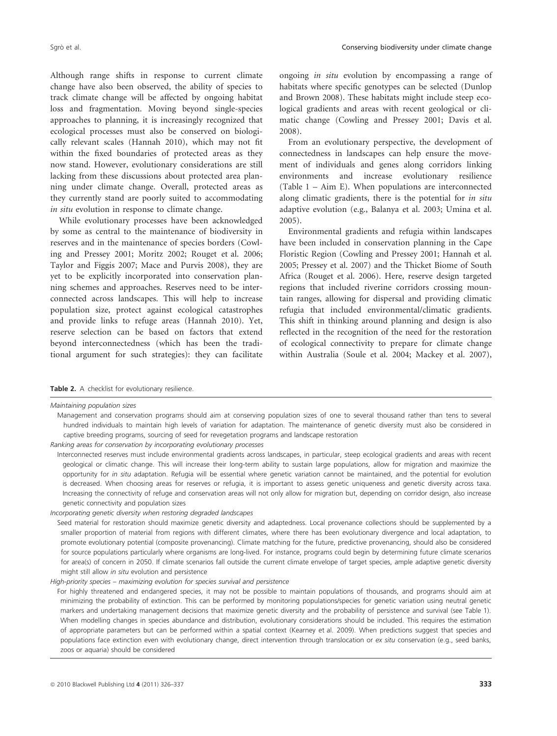Although range shifts in response to current climate change have also been observed, the ability of species to track climate change will be affected by ongoing habitat loss and fragmentation. Moving beyond single-species approaches to planning, it is increasingly recognized that ecological processes must also be conserved on biologically relevant scales (Hannah 2010), which may not fit within the fixed boundaries of protected areas as they now stand. However, evolutionary considerations are still lacking from these discussions about protected area planning under climate change. Overall, protected areas as they currently stand are poorly suited to accommodating *in situ* evolution in response to climate change.

While evolutionary processes have been acknowledged by some as central to the maintenance of biodiversity in reserves and in the maintenance of species borders (Cowling and Pressey 2001; Moritz 2002; Rouget et al. 2006; Taylor and Figgis 2007; Mace and Purvis 2008), they are yet to be explicitly incorporated into conservation planning schemes and approaches. Reserves need to be interconnected across landscapes. This will help to increase population size, protect against ecological catastrophes and provide links to refuge areas (Hannah 2010). Yet, reserve selection can be based on factors that extend beyond interconnectedness (which has been the traditional argument for such strategies): they can facilitate ongoing *in situ* evolution by encompassing a range of habitats where specific genotypes can be selected (Dunlop and Brown 2008). These habitats might include steep ecological gradients and areas with recent geological or climatic change (Cowling and Pressey 2001; Davis et al. 2008).

From an evolutionary perspective, the development of connectedness in landscapes can help ensure the movement of individuals and genes along corridors linking environments and increase evolutionary resilience (Table 1 – Aim E). When populations are interconnected along climatic gradients, there is the potential for *in situ* adaptive evolution (e.g., Balanya et al. 2003; Umina et al. 2005).

Environmental gradients and refugia within landscapes have been included in conservation planning in the Cape Floristic Region (Cowling and Pressey 2001; Hannah et al. 2005; Pressey et al. 2007) and the Thicket Biome of South Africa (Rouget et al. 2006). Here, reserve design targeted regions that included riverine corridors crossing mountain ranges, allowing for dispersal and providing climatic refugia that included environmental/climatic gradients. This shift in thinking around planning and design is also reflected in the recognition of the need for the restoration of ecological connectivity to prepare for climate change within Australia (Soule et al. 2004; Mackey et al. 2007),

**Table 2.** A checklist for evolutionary resilience.

| |
|---|
| *Maintaining population sizes* |
| Management and conservation programs should aim at conserving population sizes of one to several thousand rather than tens to several hundred individuals to maintain high levels of variation for adaptation. The maintenance of genetic diversity must also be considered in captive breeding programs, sourcing of seed for revegetation programs and landscape restoration |
| *Ranking areas for conservation by incorporating evolutionary processes* |
| Interconnected reserves must include environmental gradients across landscapes, in particular, steep ecological gradients and areas with recent geological or climatic change. This will increase their long-term ability to sustain large populations, allow for migration and maximize the opportunity for *in situ* adaptation. Refugia will be essential where genetic variation cannot be maintained, and the potential for evolution is decreased. When choosing areas for reserves or refugia, it is important to assess genetic uniqueness and genetic diversity across taxa. Increasing the connectivity of refuge and conservation areas will not only allow for migration but, depending on corridor design, also increase genetic connectivity and population sizes |
| *Incorporating genetic diversity when restoring degraded landscapes* |
| Seed material for restoration should maximize genetic diversity and adaptedness. Local provenance collections should be supplemented by a smaller proportion of material from regions with different climates, where there has been evolutionary divergence and local adaptation, to promote evolutionary potential (composite provenancing). Climate matching for the future, predictive provenancing, should also be considered for source populations particularly where organisms are long-lived. For instance, programs could begin by determining future climate scenarios for area(s) of concern in 2050. If climate scenarios fall outside the current climate envelope of target species, ample adaptive genetic diversity might still allow *in situ* evolution and persistence |
| *High-priority species – maximizing evolution for species survival and persistence* |
| For highly threatened and endangered species, it may not be possible to maintain populations of thousands, and programs should aim at minimizing the probability of extinction. This can be performed by monitoring populations/species for genetic variation using neutral genetic markers and undertaking management decisions that maximize genetic diversity and the probability of persistence and survival (see Table 1). When modelling changes in species abundance and distribution, evolutionary considerations should be included. This requires the estimation of appropriate parameters but can be performed within a spatial context (Kearney et al. 2009). When predictions suggest that species and populations face extinction even with evolutionary change, direct intervention through translocation or *ex situ* conservation (e.g., seed banks, zoos or aquaria) should be considered |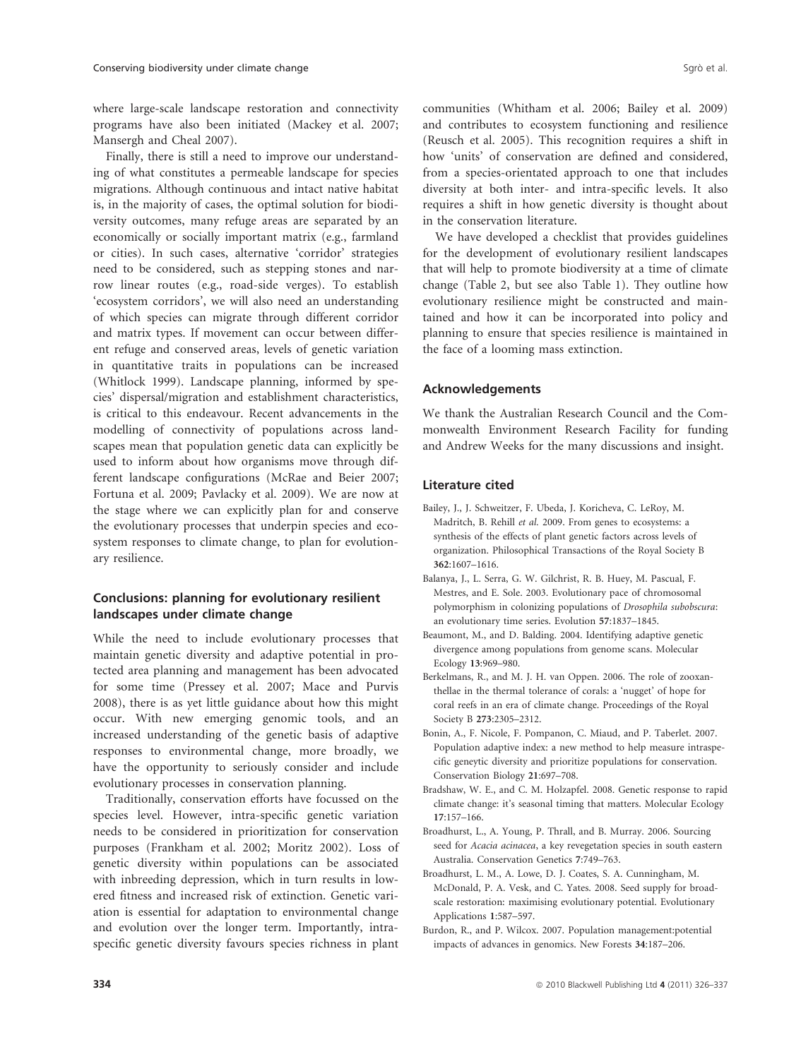where large-scale landscape restoration and connectivity programs have also been initiated (Mackey et al. 2007; Mansergh and Cheal 2007).

Finally, there is still a need to improve our understanding of what constitutes a permeable landscape for species migrations. Although continuous and intact native habitat is, in the majority of cases, the optimal solution for biodiversity outcomes, many refuge areas are separated by an economically or socially important matrix (e.g., farmland or cities). In such cases, alternative 'corridor' strategies need to be considered, such as stepping stones and narrow linear routes (e.g., road-side verges). To establish 'ecosystem corridors', we will also need an understanding of which species can migrate through different corridor and matrix types. If movement can occur between different refuge and conserved areas, levels of genetic variation in quantitative traits in populations can be increased (Whitlock 1999). Landscape planning, informed by species' dispersal/migration and establishment characteristics, is critical to this endeavour. Recent advancements in the modelling of connectivity of populations across landscapes mean that population genetic data can explicitly be used to inform about how organisms move through different landscape configurations (McRae and Beier 2007; Fortuna et al. 2009; Pavlacky et al. 2009). We are now at the stage where we can explicitly plan for and conserve the evolutionary processes that underpin species and ecosystem responses to climate change, to plan for evolutionary resilience.

## Conclusions: planning for evolutionary resilient landscapes under climate change

While the need to include evolutionary processes that maintain genetic diversity and adaptive potential in protected area planning and management has been advocated for some time (Pressey et al. 2007; Mace and Purvis 2008), there is as yet little guidance about how this might occur. With new emerging genomic tools, and an increased understanding of the genetic basis of adaptive responses to environmental change, more broadly, we have the opportunity to seriously consider and include evolutionary processes in conservation planning.

Traditionally, conservation efforts have focussed on the species level. However, intra-specific genetic variation needs to be considered in prioritization for conservation purposes (Frankham et al. 2002; Moritz 2002). Loss of genetic diversity within populations can be associated with inbreeding depression, which in turn results in lowered fitness and increased risk of extinction. Genetic variation is essential for adaptation to environmental change and evolution over the longer term. Importantly, intra-specific genetic diversity favours species richness in plant communities (Whitham et al. 2006; Bailey et al. 2009) and contributes to ecosystem functioning and resilience (Reusch et al. 2005). This recognition requires a shift in how 'units' of conservation are defined and considered, from a species-orientated approach to one that includes diversity at both inter- and intra-specific levels. It also requires a shift in how genetic diversity is thought about in the conservation literature.

We have developed a checklist that provides guidelines for the development of evolutionary resilient landscapes that will help to promote biodiversity at a time of climate change (Table 2, but see also Table 1). They outline how evolutionary resilience might be constructed and maintained and how it can be incorporated into policy and planning to ensure that species resilience is maintained in the face of a looming mass extinction.

## Acknowledgements

We thank the Australian Research Council and the Commonwealth Environment Research Facility for funding and Andrew Weeks for the many discussions and insight.

## Literature cited

Bailey, J., J. Schweitzer, F. Ubeda, J. Koricheva, C. LeRoy, M. Madritch, B. Rehill *et al.* 2009. From genes to ecosystems: a synthesis of the effects of plant genetic factors across levels of organization. Philosophical Transactions of the Royal Society B **362**:1607–1616.

Balanya, J., L. Serra, G. W. Gilchrist, R. B. Huey, M. Pascual, F. Mestres, and E. Sole. 2003. Evolutionary pace of chromosomal polymorphism in colonizing populations of *Drosophila subobscura*: an evolutionary time series. Evolution **57**:1837–1845.

Beaumont, M., and D. Balding. 2004. Identifying adaptive genetic divergence among populations from genome scans. Molecular Ecology **13**:969–980.

Berkelmans, R., and M. J. H. van Oppen. 2006. The role of zooxanthellae in the thermal tolerance of corals: a 'nugget' of hope for coral reefs in an era of climate change. Proceedings of the Royal Society B **273**:2305–2312.

Bonin, A., F. Nicole, F. Pompanon, C. Miaud, and P. Taberlet. 2007. Population adaptive index: a new method to help measure intraspecific geneytic diversity and prioritize populations for conservation. Conservation Biology **21**:697–708.

Bradshaw, W. E., and C. M. Holzapfel. 2008. Genetic response to rapid climate change: it's seasonal timing that matters. Molecular Ecology **17**:157–166.

Broadhurst, L., A. Young, P. Thrall, and B. Murray. 2006. Sourcing seed for *Acacia acinacea*, a key revegetation species in south eastern Australia. Conservation Genetics **7**:749–763.

Broadhurst, L. M., A. Lowe, D. J. Coates, S. A. Cunningham, M. McDonald, P. A. Vesk, and C. Yates. 2008. Seed supply for broadscale restoration: maximising evolutionary potential. Evolutionary Applications **1**:587–597.

Burdon, R., and P. Wilcox. 2007. Population management:potential impacts of advances in genomics. New Forests **34**:187–206.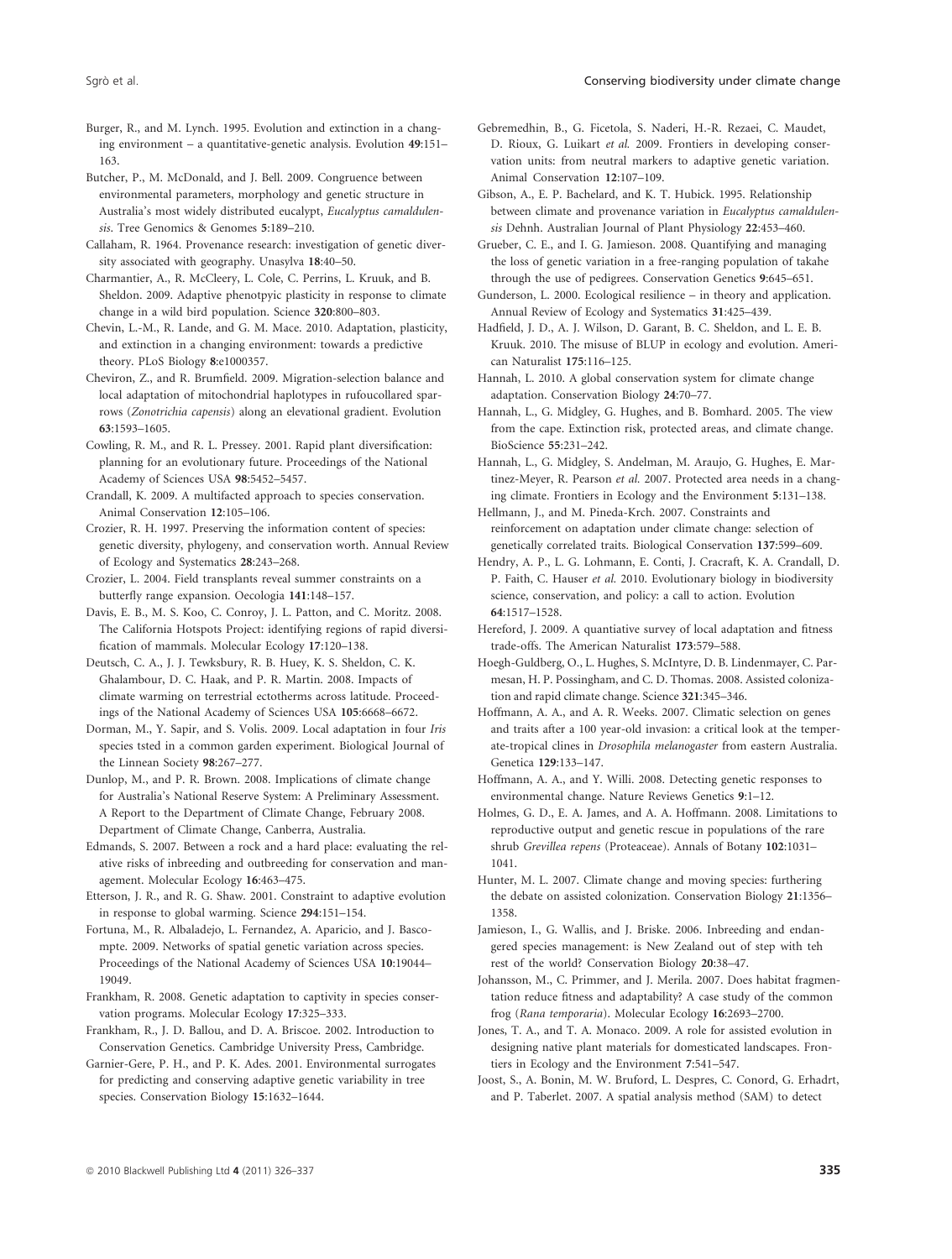Burger, R., and M. Lynch. 1995. Evolution and extinction in a changing environment – a quantitative-genetic analysis. Evolution **49**:151–163.

Butcher, P., M. McDonald, and J. Bell. 2009. Congruence between environmental parameters, morphology and genetic structure in Australia's most widely distributed eucalypt, *Eucalyptus camaldulensis*. Tree Genomics & Genomes **5**:189–210.

Callaham, R. 1964. Provenance research: investigation of genetic diversity associated with geography. Unasylva **18**:40–50.

Charmantier, A., R. McCleery, L. Cole, C. Perrins, L. Kruuk, and B. Sheldon. 2009. Adaptive phenotpyic plasticity in response to climate change in a wild bird population. Science **320**:800–803.

Chevin, L.-M., R. Lande, and G. M. Mace. 2010. Adaptation, plasticity, and extinction in a changing environment: towards a predictive theory. PLoS Biology **8**:e1000357.

Cheviron, Z., and R. Brumfield. 2009. Migration-selection balance and local adaptation of mitochondrial haplotypes in rufoucollared sparrows (*Zonotrichia capensis*) along an elevational gradient. Evolution **63**:1593–1605.

Cowling, R. M., and R. L. Pressey. 2001. Rapid plant diversification: planning for an evolutionary future. Proceedings of the National Academy of Sciences USA **98**:5452–5457.

Crandall, K. 2009. A multifacted approach to species conservation. Animal Conservation **12**:105–106.

Crozier, R. H. 1997. Preserving the information content of species: genetic diversity, phylogeny, and conservation worth. Annual Review of Ecology and Systematics **28**:243–268.

Crozier, L. 2004. Field transplants reveal summer constraints on a butterfly range expansion. Oecologia **141**:148–157.

Davis, E. B., M. S. Koo, C. Conroy, J. L. Patton, and C. Moritz. 2008. The California Hotspots Project: identifying regions of rapid diversification of mammals. Molecular Ecology **17**:120–138.

Deutsch, C. A., J. J. Tewksbury, R. B. Huey, K. S. Sheldon, C. K. Ghalambour, D. C. Haak, and P. R. Martin. 2008. Impacts of climate warming on terrestrial ectotherms across latitude. Proceedings of the National Academy of Sciences USA **105**:6668–6672.

Dorman, M., Y. Sapir, and S. Volis. 2009. Local adaptation in four *Iris* species tsted in a common garden experiment. Biological Journal of the Linnean Society **98**:267–277.

Dunlop, M., and P. R. Brown. 2008. Implications of climate change for Australia's National Reserve System: A Preliminary Assessment. A Report to the Department of Climate Change, February 2008. Department of Climate Change, Canberra, Australia.

Edmands, S. 2007. Between a rock and a hard place: evaluating the relative risks of inbreeding and outbreeding for conservation and management. Molecular Ecology **16**:463–475.

Etterson, J. R., and R. G. Shaw. 2001. Constraint to adaptive evolution in response to global warming. Science **294**:151–154.

Fortuna, M., R. Albaladejo, L. Fernandez, A. Aparicio, and J. Bascompte. 2009. Networks of spatial genetic variation across species. Proceedings of the National Academy of Sciences USA **10**:19044–19049.

Frankham, R. 2008. Genetic adaptation to captivity in species conservation programs. Molecular Ecology **17**:325–333.

Frankham, R., J. D. Ballou, and D. A. Briscoe. 2002. Introduction to Conservation Genetics. Cambridge University Press, Cambridge.

Garnier-Gere, P. H., and P. K. Ades. 2001. Environmental surrogates for predicting and conserving adaptive genetic variability in tree species. Conservation Biology **15**:1632–1644.

Gebremedhin, B., G. Ficetola, S. Naderi, H.-R. Rezaei, C. Maudet, D. Rioux, G. Luikart *et al.* 2009. Frontiers in developing conservation units: from neutral markers to adaptive genetic variation. Animal Conservation **12**:107–109.

Gibson, A., E. P. Bachelard, and K. T. Hubick. 1995. Relationship between climate and provenance variation in *Eucalyptus camaldulensis* Dehnh. Australian Journal of Plant Physiology **22**:453–460.

Grueber, C. E., and I. G. Jamieson. 2008. Quantifying and managing the loss of genetic variation in a free-ranging population of takahe through the use of pedigrees. Conservation Genetics **9**:645–651.

Gunderson, L. 2000. Ecological resilience – in theory and application. Annual Review of Ecology and Systematics **31**:425–439.

Hadfield, J. D., A. J. Wilson, D. Garant, B. C. Sheldon, and L. E. B. Kruuk. 2010. The misuse of BLUP in ecology and evolution. American Naturalist **175**:116–125.

Hannah, L. 2010. A global conservation system for climate change adaptation. Conservation Biology **24**:70–77.

Hannah, L., G. Midgley, G. Hughes, and B. Bomhard. 2005. The view from the cape. Extinction risk, protected areas, and climate change. BioScience **55**:231–242.

Hannah, L., G. Midgley, S. Andelman, M. Araujo, G. Hughes, E. Martinez-Meyer, R. Pearson *et al.* 2007. Protected area needs in a changing climate. Frontiers in Ecology and the Environment **5**:131–138.

Hellmann, J., and M. Pineda-Krch. 2007. Constraints and reinforcement on adaptation under climate change: selection of genetically correlated traits. Biological Conservation **137**:599–609.

Hendry, A. P., L. G. Lohmann, E. Conti, J. Cracraft, K. A. Crandall, D. P. Faith, C. Hauser *et al.* 2010. Evolutionary biology in biodiversity science, conservation, and policy: a call to action. Evolution **64**:1517–1528.

Hereford, J. 2009. A quantiative survey of local adaptation and fitness trade-offs. The American Naturalist **173**:579–588.

Hoegh-Guldberg, O., L. Hughes, S. McIntyre, D. B. Lindenmayer, C. Parmesan, H. P. Possingham, and C. D. Thomas. 2008. Assisted colonization and rapid climate change. Science **321**:345–346.

Hoffmann, A. A., and A. R. Weeks. 2007. Climatic selection on genes and traits after a 100 year-old invasion: a critical look at the temperate-tropical clines in *Drosophila melanogaster* from eastern Australia. Genetica **129**:133–147.

Hoffmann, A. A., and Y. Willi. 2008. Detecting genetic responses to environmental change. Nature Reviews Genetics **9**:1–12.

Holmes, G. D., E. A. James, and A. A. Hoffmann. 2008. Limitations to reproductive output and genetic rescue in populations of the rare shrub *Grevillea repens* (Proteaceae). Annals of Botany **102**:1031–1041.

Hunter, M. L. 2007. Climate change and moving species: furthering the debate on assisted colonization. Conservation Biology **21**:1356–1358.

Jamieson, I., G. Wallis, and J. Briske. 2006. Inbreeding and endangered species management: is New Zealand out of step with teh rest of the world? Conservation Biology **20**:38–47.

Johansson, M., C. Primmer, and J. Merila. 2007. Does habitat fragmentation reduce fitness and adaptability? A case study of the common frog (*Rana temporaria*). Molecular Ecology **16**:2693–2700.

Jones, T. A., and T. A. Monaco. 2009. A role for assisted evolution in designing native plant materials for domesticated landscapes. Frontiers in Ecology and the Environment **7**:541–547.

Joost, S., A. Bonin, M. W. Bruford, L. Despres, C. Conord, G. Erhadrt, and P. Taberlet. 2007. A spatial analysis method (SAM) to detect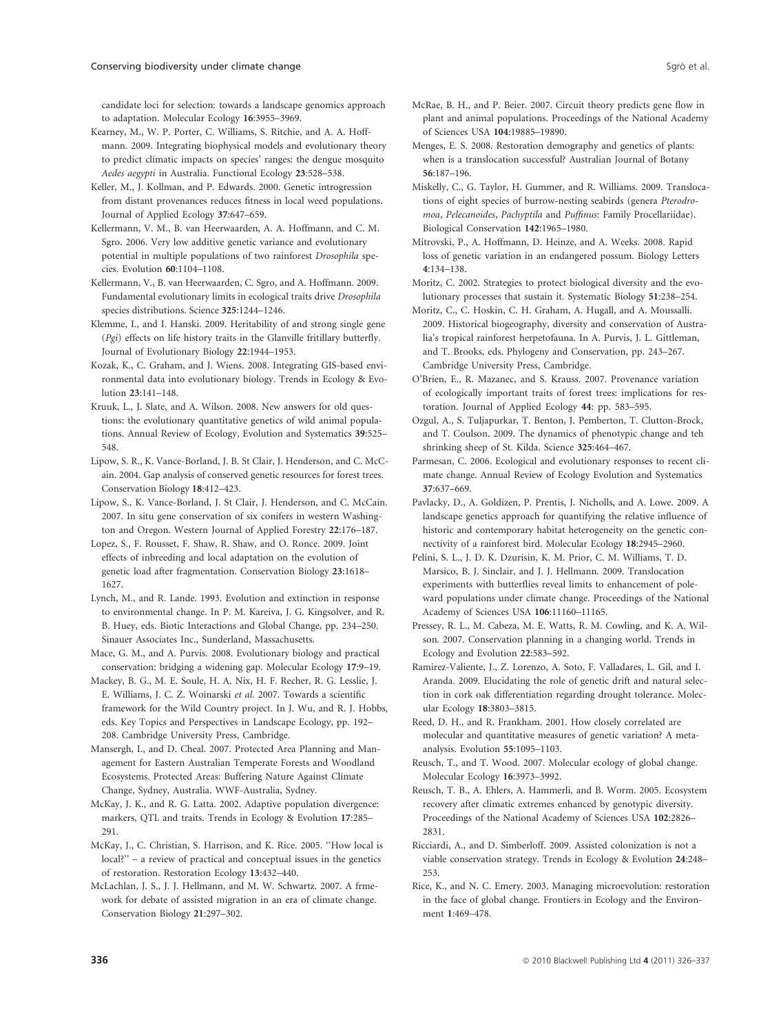candidate loci for selection: towards a landscape genomics approach to adaptation. Molecular Ecology **16**:3955–3969.

Kearney, M., W. P. Porter, C. Williams, S. Ritchie, and A. A. Hoffmann. 2009. Integrating biophysical models and evolutionary theory to predict climatic impacts on species' ranges: the dengue mosquito *Aedes aegypti* in Australia. Functional Ecology **23**:528–538.

Keller, M., J. Kollman, and P. Edwards. 2000. Genetic introgression from distant provenances reduces fitness in local weed populations. Journal of Applied Ecology **37**:647–659.

Kellermann, V. M., B. van Heerwaarden, A. A. Hoffmann, and C. M. Sgro. 2006. Very low additive genetic variance and evolutionary potential in multiple populations of two rainforest *Drosophila* species. Evolution **60**:1104–1108.

Kellermann, V., B. van Heerwaarden, C. Sgro, and A. Hoffmann. 2009. Fundamental evolutionary limits in ecological traits drive *Drosophila* species distributions. Science **325**:1244–1246.

Klemme, I., and I. Hanski. 2009. Heritability of and strong single gene (*Pgi*) effects on life history traits in the Glanville fritillary butterfly. Journal of Evolutionary Biology **22**:1944–1953.

Kozak, K., C. Graham, and J. Wiens. 2008. Integrating GIS-based environmental data into evolutionary biology. Trends in Ecology & Evolution **23**:141–148.

Kruuk, L., J. Slate, and A. Wilson. 2008. New answers for old questions: the evolutionary quantitative genetics of wild animal populations. Annual Review of Ecology, Evolution and Systematics **39**:525–548.

Lipow, S. R., K. Vance-Borland, J. B. St Clair, J. Henderson, and C. McCain. 2004. Gap analysis of conserved genetic resources for forest trees. Conservation Biology **18**:412–423.

Lipow, S., K. Vance-Borland, J. St Clair, J. Henderson, and C. McCain. 2007. In situ gene conservation of six conifers in western Washington and Oregon. Western Journal of Applied Forestry **22**:176–187.

Lopez, S., F. Rousset, F. Shaw, R. Shaw, and O. Ronce. 2009. Joint effects of inbreeding and local adaptation on the evolution of genetic load after fragmentation. Conservation Biology **23**:1618–1627.

Lynch, M., and R. Lande. 1993. Evolution and extinction in response to environmental change. In P. M. Kareiva, J. G. Kingsolver, and R. B. Huey, eds. Biotic Interactions and Global Change, pp. 234–250. Sinauer Associates Inc., Sunderland, Massachusetts.

Mace, G. M., and A. Purvis. 2008. Evolutionary biology and practical conservation: bridging a widening gap. Molecular Ecology **17**:9–19.

Mackey, B. G., M. E. Soule, H. A. Nix, H. F. Recher, R. G. Lesslie, J. E. Williams, J. C. Z. Woinarski *et al.* 2007. Towards a scientific framework for the Wild Country project. In J. Wu, and R. J. Hobbs, eds. Key Topics and Perspectives in Landscape Ecology, pp. 192–208. Cambridge University Press, Cambridge.

Mansergh, I., and D. Cheal. 2007. Protected Area Planning and Management for Eastern Australian Temperate Forests and Woodland Ecosystems. Protected Areas: Buffering Nature Against Climate Change, Sydney, Australia. WWF-Australia, Sydney.

McKay, J. K., and R. G. Latta. 2002. Adaptive population divergence: markers, QTL and traits. Trends in Ecology & Evolution **17**:285–291.

McKay, J., C. Christian, S. Harrison, and K. Rice. 2005. ''How local is local?'' – a review of practical and conceptual issues in the genetics of restoration. Restoration Ecology **13**:432–440.

McLachlan, J. S., J. J. Hellmann, and M. W. Schwartz. 2007. A frmework for debate of assisted migration in an era of climate change. Conservation Biology **21**:297–302.

McRae, B. H., and P. Beier. 2007. Circuit theory predicts gene flow in plant and animal populations. Proceedings of the National Academy of Sciences USA **104**:19885–19890.

Menges, E. S. 2008. Restoration demography and genetics of plants: when is a translocation successful? Australian Journal of Botany **56**:187–196.

Miskelly, C., G. Taylor, H. Gummer, and R. Williams. 2009. Translocations of eight species of burrow-nesting seabirds (genera *Pterodromoa*, *Pelecanoides*, *Pachyptila* and *Puffinus*: Family Procellariidae). Biological Conservation **142**:1965–1980.

Mitrovski, P., A. Hoffmann, D. Heinze, and A. Weeks. 2008. Rapid loss of genetic variation in an endangered possum. Biology Letters **4**:134–138.

Moritz, C. 2002. Strategies to protect biological diversity and the evolutionary processes that sustain it. Systematic Biology **51**:238–254.

Moritz, C., C. Hoskin, C. H. Graham, A. Hugall, and A. Moussalli. 2009. Historical biogeography, diversity and conservation of Australia's tropical rainforest herpetofauna. In A. Purvis, J. L. Gittleman, and T. Brooks, eds. Phylogeny and Conservation, pp. 243–267. Cambridge University Press, Cambridge.

O'Brien, E., R. Mazanec, and S. Krauss. 2007. Provenance variation of ecologically important traits of forest trees: implications for restoration. Journal of Applied Ecology **44**: pp. 583–595.

Ozgul, A., S. Tuljapurkar, T. Benton, J. Pemberton, T. Clutton-Brock, and T. Coulson. 2009. The dynamics of phenotypic change and teh shrinking sheep of St. Kilda. Science **325**:464–467.

Parmesan, C. 2006. Ecological and evolutionary responses to recent climate change. Annual Review of Ecology Evolution and Systematics **37**:637–669.

Pavlacky, D., A. Goldizen, P. Prentis, J. Nicholls, and A. Lowe. 2009. A landscape genetics approach for quantifying the relative influence of historic and contemporary habitat heterogeneity on the genetic connectivity of a rainforest bird. Molecular Ecology **18**:2945–2960.

Pelini, S. L., J. D. K. Dzurisin, K. M. Prior, C. M. Williams, T. D. Marsico, B. J. Sinclair, and J. J. Hellmann. 2009. Translocation experiments with butterflies reveal limits to enhancement of poleward populations under climate change. Proceedings of the National Academy of Sciences USA **106**:11160–11165.

Pressey, R. L., M. Cabeza, M. E. Watts, R. M. Cowling, and K. A. Wilson. 2007. Conservation planning in a changing world. Trends in Ecology and Evolution **22**:583–592.

Ramirez-Valiente, J., Z. Lorenzo, A. Soto, F. Valladares, L. Gil, and I. Aranda. 2009. Elucidating the role of genetic drift and natural selection in cork oak differentiation regarding drought tolerance. Molecular Ecology **18**:3803–3815.

Reed, D. H., and R. Frankham. 2001. How closely correlated are molecular and quantitative measures of genetic variation? A meta-analysis. Evolution **55**:1095–1103.

Reusch, T., and T. Wood. 2007. Molecular ecology of global change. Molecular Ecology **16**:3973–3992.

Reusch, T. B., A. Ehlers, A. Hammerli, and B. Worm. 2005. Ecosystem recovery after climatic extremes enhanced by genotypic diversity. Proceedings of the National Academy of Sciences USA **102**:2826–2831.

Ricciardi, A., and D. Simberloff. 2009. Assisted colonization is not a viable conservation strategy. Trends in Ecology & Evolution **24**:248–253.

Rice, K., and N. C. Emery. 2003. Managing microevolution: restoration in the face of global change. Frontiers in Ecology and the Environment **1**:469–478.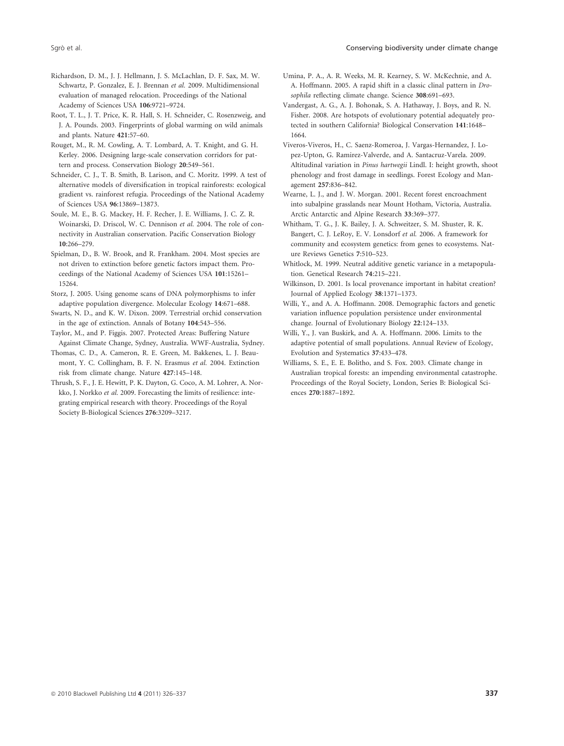Richardson, D. M., J. J. Hellmann, J. S. McLachlan, D. F. Sax, M. W. Schwartz, P. Gonzalez, E. J. Brennan *et al.* 2009. Multidimensional evaluation of managed relocation. Proceedings of the National Academy of Sciences USA **106**:9721–9724.

Root, T. L., J. T. Price, K. R. Hall, S. H. Schneider, C. Rosenzweig, and J. A. Pounds. 2003. Fingerprints of global warming on wild animals and plants. Nature **421**:57–60.

Rouget, M., R. M. Cowling, A. T. Lombard, A. T. Knight, and G. H. Kerley. 2006. Designing large-scale conservation corridors for pattern and process. Conservation Biology **20**:549–561.

Schneider, C. J., T. B. Smith, B. Larison, and C. Moritz. 1999. A test of alternative models of diversification in tropical rainforests: ecological gradient vs. rainforest refugia. Proceedings of the National Academy of Sciences USA **96**:13869–13873.

Soule, M. E., B. G. Mackey, H. F. Recher, J. E. Williams, J. C. Z. R. Woinarski, D. Driscol, W. C. Dennison *et al.* 2004. The role of connectivity in Australian conservation. Pacific Conservation Biology **10**:266–279.

Spielman, D., B. W. Brook, and R. Frankham. 2004. Most species are not driven to extinction before genetic factors impact them. Proceedings of the National Academy of Sciences USA **101**:15261–15264.

Storz, J. 2005. Using genome scans of DNA polymorphisms to infer adaptive population divergence. Molecular Ecology **14**:671–688.

Swarts, N. D., and K. W. Dixon. 2009. Terrestrial orchid conservation in the age of extinction. Annals of Botany **104**:543–556.

Taylor, M., and P. Figgis. 2007. Protected Areas: Buffering Nature Against Climate Change, Sydney, Australia. WWF-Australia, Sydney.

Thomas, C. D., A. Cameron, R. E. Green, M. Bakkenes, L. J. Beaumont, Y. C. Collingham, B. F. N. Erasmus *et al.* 2004. Extinction risk from climate change. Nature **427**:145–148.

Thrush, S. F., J. E. Hewitt, P. K. Dayton, G. Coco, A. M. Lohrer, A. Norkko, J. Norkko *et al.* 2009. Forecasting the limits of resilience: integrating empirical research with theory. Proceedings of the Royal Society B-Biological Sciences **276**:3209–3217.

Umina, P. A., A. R. Weeks, M. R. Kearney, S. W. McKechnie, and A. A. Hoffmann. 2005. A rapid shift in a classic clinal pattern in *Drosophila* reflecting climate change. Science **308**:691–693.

Vandergast, A. G., A. J. Bohonak, S. A. Hathaway, J. Boys, and R. N. Fisher. 2008. Are hotspots of evolutionary potential adequately protected in southern California? Biological Conservation **141**:1648–1664.

Viveros-Viveros, H., C. Saenz-Romeroa, J. Vargas-Hernandez, J. Lopez-Upton, G. Ramirez-Valverde, and A. Santacruz-Varela. 2009. Altitudinal variation in *Pinus hartwegii* Lindl. I: height growth, shoot phenology and frost damage in seedlings. Forest Ecology and Management **257**:836–842.

Wearne, L. J., and J. W. Morgan. 2001. Recent forest encroachment into subalpine grasslands near Mount Hotham, Victoria, Australia. Arctic Antarctic and Alpine Research **33**:369–377.

Whitham, T. G., J. K. Bailey, J. A. Schweitzer, S. M. Shuster, R. K. Bangert, C. J. LeRoy, E. V. Lonsdorf *et al.* 2006. A framework for community and ecosystem genetics: from genes to ecosystems. Nature Reviews Genetics **7**:510–523.

Whitlock, M. 1999. Neutral additive genetic variance in a metapopulation. Genetical Research **74**:215–221.

Wilkinson, D. 2001. Is local provenance important in habitat creation? Journal of Applied Ecology **38**:1371–1373.

Willi, Y., and A. A. Hoffmann. 2008. Demographic factors and genetic variation influence population persistence under environmental change. Journal of Evolutionary Biology **22**:124–133.

Willi, Y., J. van Buskirk, and A. A. Hoffmann. 2006. Limits to the adaptive potential of small populations. Annual Review of Ecology, Evolution and Systematics **37**:433–478.

Williams, S. E., E. E. Bolitho, and S. Fox. 2003. Climate change in Australian tropical forests: an impending environmental catastrophe. Proceedings of the Royal Society, London, Series B: Biological Sciences **270**:1887–1892.